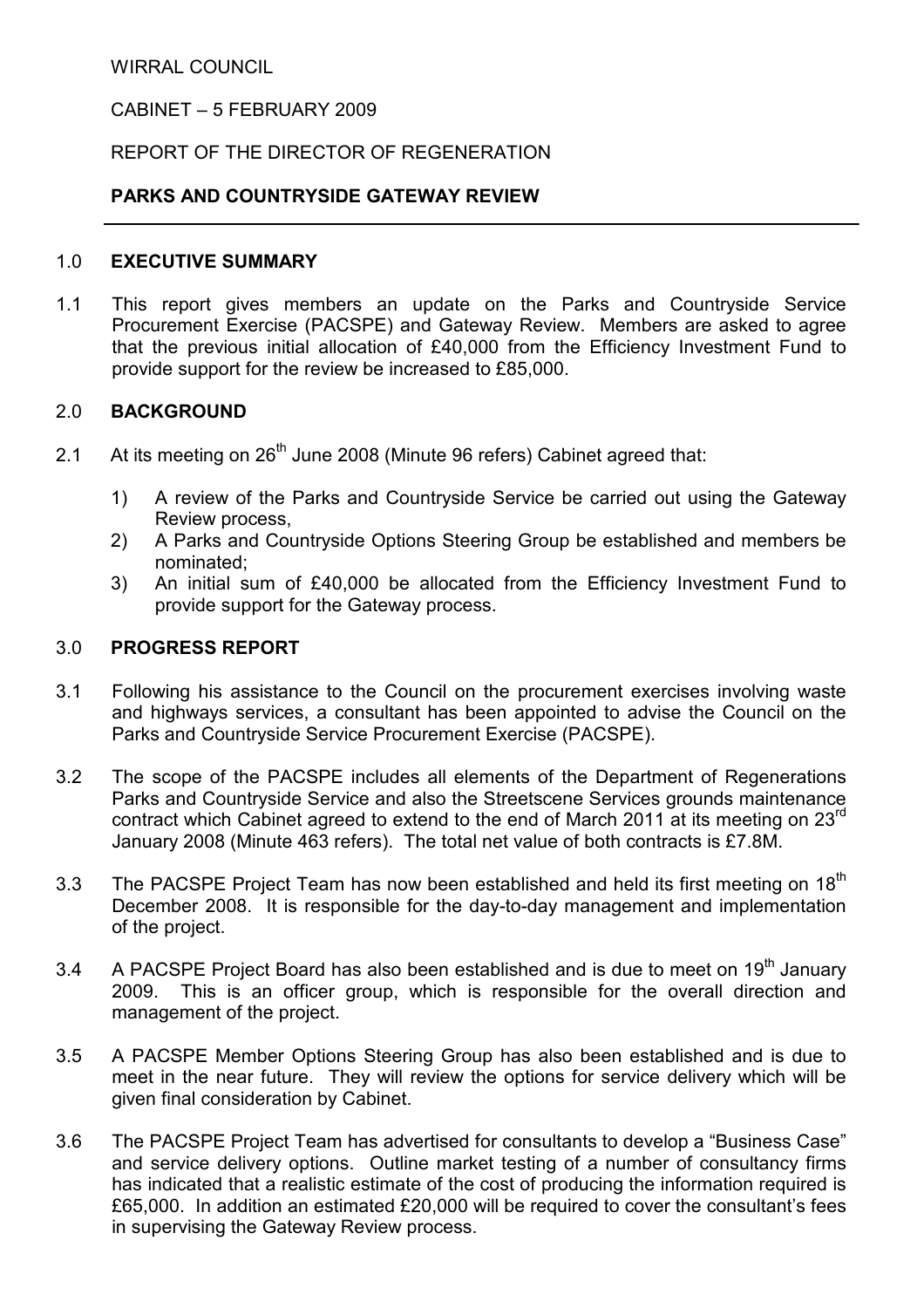WIRRAL COUNCIL

CABINET – 5 FEBRUARY 2009

REPORT OF THE DIRECTOR OF REGENERATION

**PARKS AND COUNTRYSIDE GATEWAY REVIEW**

---

## 1.0 EXECUTIVE SUMMARY

1.1 This report gives members an update on the Parks and Countryside Service Procurement Exercise (PACSPE) and Gateway Review. Members are asked to agree that the previous initial allocation of £40,000 from the Efficiency Investment Fund to provide support for the review be increased to £85,000.

## 2.0 BACKGROUND

2.1 At its meeting on 26th June 2008 (Minute 96 refers) Cabinet agreed that:

1) A review of the Parks and Countryside Service be carried out using the Gateway Review process,
2) A Parks and Countryside Options Steering Group be established and members be nominated;
3) An initial sum of £40,000 be allocated from the Efficiency Investment Fund to provide support for the Gateway process.

## 3.0 PROGRESS REPORT

3.1 Following his assistance to the Council on the procurement exercises involving waste and highways services, a consultant has been appointed to advise the Council on the Parks and Countryside Service Procurement Exercise (PACSPE).

3.2 The scope of the PACSPE includes all elements of the Department of Regenerations Parks and Countryside Service and also the Streetscene Services grounds maintenance contract which Cabinet agreed to extend to the end of March 2011 at its meeting on 23rd January 2008 (Minute 463 refers). The total net value of both contracts is £7.8M.

3.3 The PACSPE Project Team has now been established and held its first meeting on 18th December 2008. It is responsible for the day-to-day management and implementation of the project.

3.4 A PACSPE Project Board has also been established and is due to meet on 19th January 2009. This is an officer group, which is responsible for the overall direction and management of the project.

3.5 A PACSPE Member Options Steering Group has also been established and is due to meet in the near future. They will review the options for service delivery which will be given final consideration by Cabinet.

3.6 The PACSPE Project Team has advertised for consultants to develop a "Business Case" and service delivery options. Outline market testing of a number of consultancy firms has indicated that a realistic estimate of the cost of producing the information required is £65,000. In addition an estimated £20,000 will be required to cover the consultant's fees in supervising the Gateway Review process.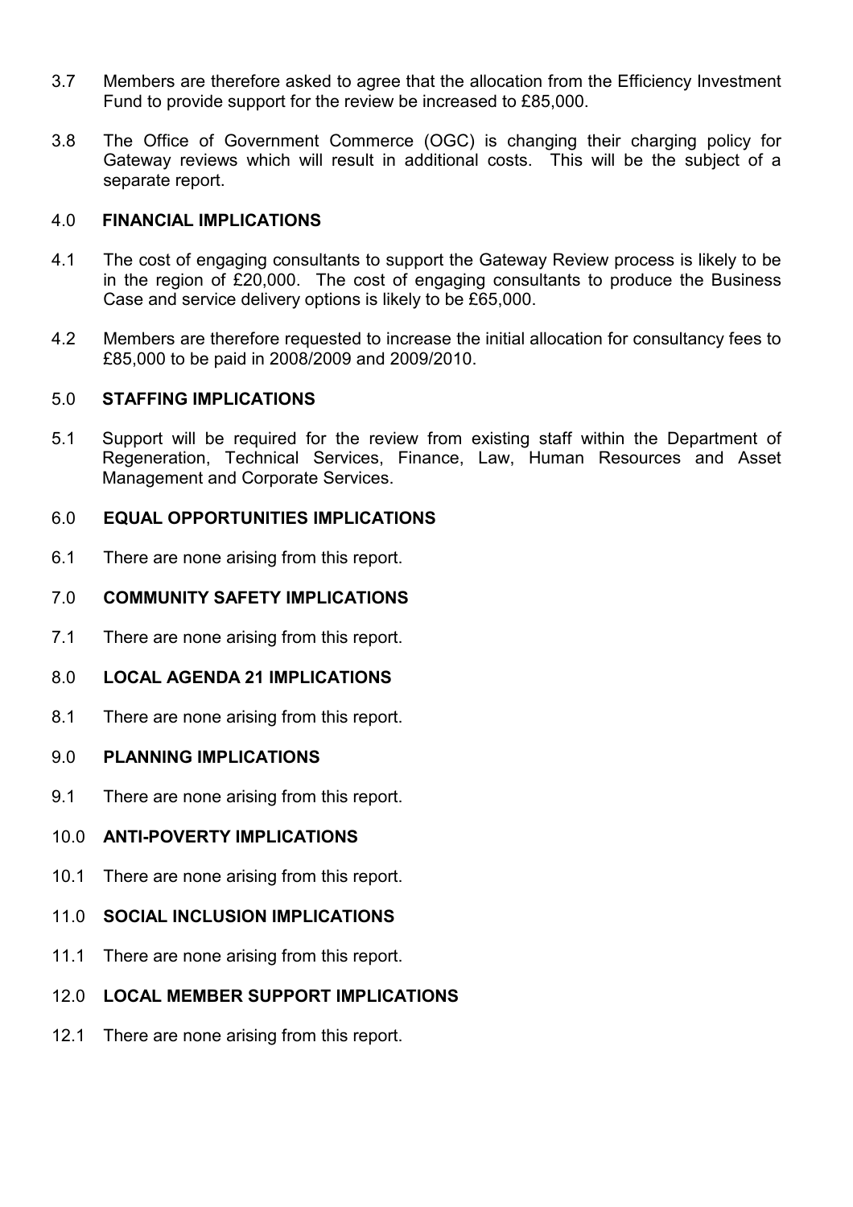3.7 Members are therefore asked to agree that the allocation from the Efficiency Investment Fund to provide support for the review be increased to £85,000.

3.8 The Office of Government Commerce (OGC) is changing their charging policy for Gateway reviews which will result in additional costs. This will be the subject of a separate report.

## 4.0 FINANCIAL IMPLICATIONS

4.1 The cost of engaging consultants to support the Gateway Review process is likely to be in the region of £20,000. The cost of engaging consultants to produce the Business Case and service delivery options is likely to be £65,000.

4.2 Members are therefore requested to increase the initial allocation for consultancy fees to £85,000 to be paid in 2008/2009 and 2009/2010.

## 5.0 STAFFING IMPLICATIONS

5.1 Support will be required for the review from existing staff within the Department of Regeneration, Technical Services, Finance, Law, Human Resources and Asset Management and Corporate Services.

## 6.0 EQUAL OPPORTUNITIES IMPLICATIONS

6.1 There are none arising from this report.

## 7.0 COMMUNITY SAFETY IMPLICATIONS

7.1 There are none arising from this report.

## 8.0 LOCAL AGENDA 21 IMPLICATIONS

8.1 There are none arising from this report.

## 9.0 PLANNING IMPLICATIONS

9.1 There are none arising from this report.

## 10.0 ANTI-POVERTY IMPLICATIONS

10.1 There are none arising from this report.

## 11.0 SOCIAL INCLUSION IMPLICATIONS

11.1 There are none arising from this report.

## 12.0 LOCAL MEMBER SUPPORT IMPLICATIONS

12.1 There are none arising from this report.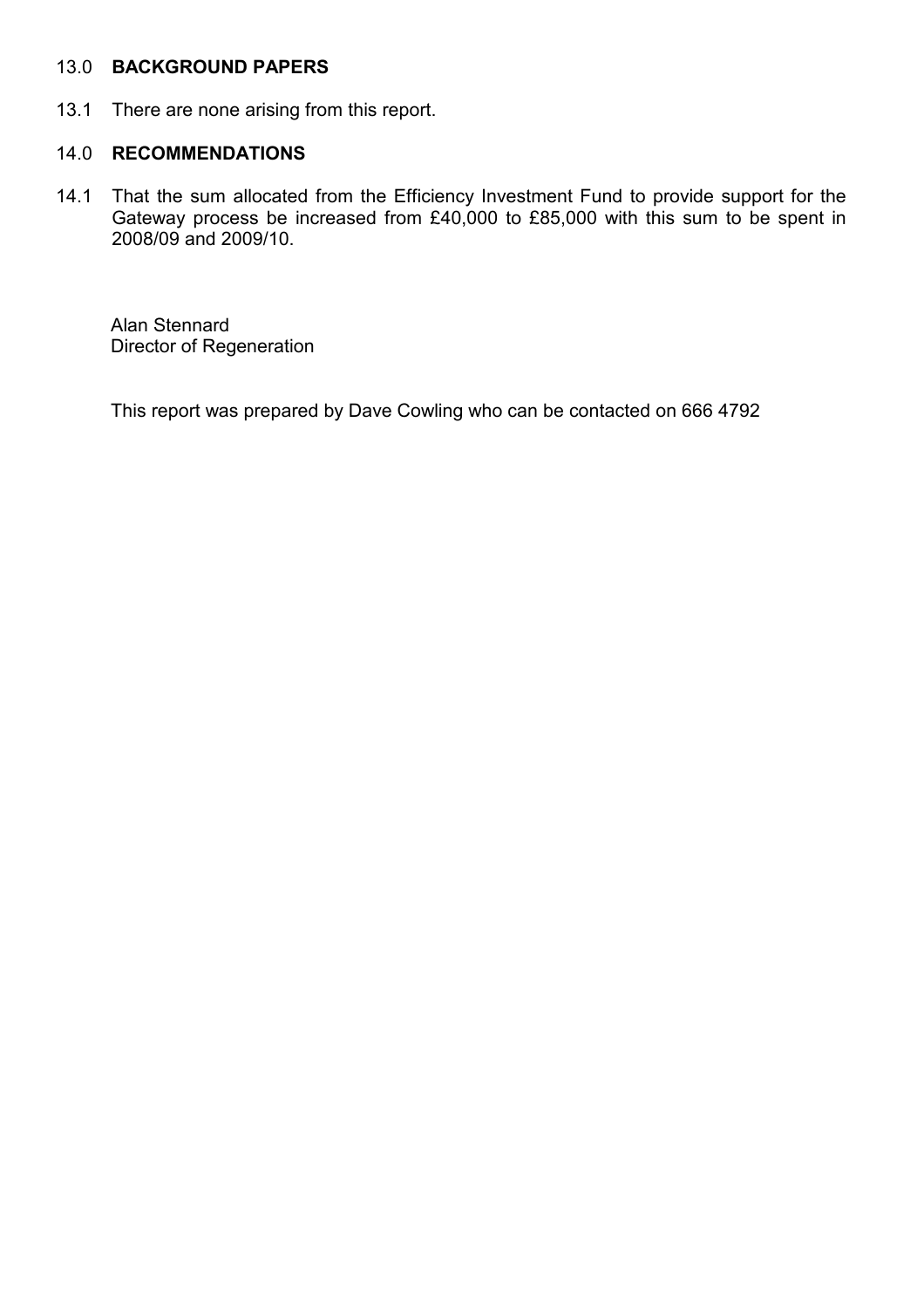## 13.0 BACKGROUND PAPERS

13.1 There are none arising from this report.

## 14.0 RECOMMENDATIONS

14.1 That the sum allocated from the Efficiency Investment Fund to provide support for the Gateway process be increased from £40,000 to £85,000 with this sum to be spent in 2008/09 and 2009/10.

Alan Stennard
Director of Regeneration

This report was prepared by Dave Cowling who can be contacted on 666 4792